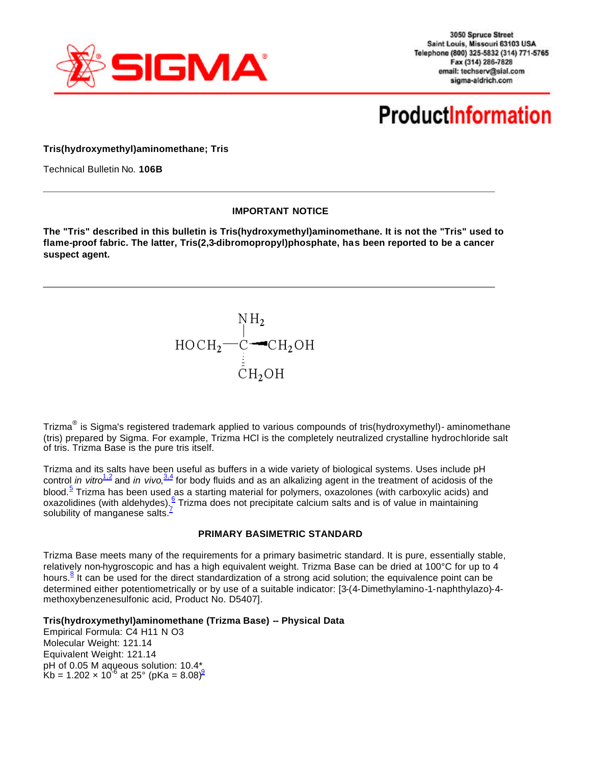3050 Spruce Street
Saint Louis, Missouri 63103 USA
Telephone (800) 325-5832 (314) 771-5765
Fax (314) 286-7828
email: techserv@sial.com
sigma-aldrich.com

# ProductInformation

**Tris(hydroxymethyl)aminomethane; Tris**

Technical Bulletin No. **106B**

---

**IMPORTANT NOTICE**

**The "Tris" described in this bulletin is Tris(hydroxymethyl)aminomethane. It is not the "Tris" used to flame-proof fabric. The latter, Tris(2,3-dibromopropyl)phosphate, has been reported to be a cancer suspect agent.**

---

$$HOCH_2-C(NH_2)(CH_2OH)-CH_2OH$$

Trizma® is Sigma's registered trademark applied to various compounds of tris(hydroxymethyl)- aminomethane (tris) prepared by Sigma. For example, Trizma HCl is the completely neutralized crystalline hydrochloride salt of tris. Trizma Base is the pure tris itself.

Trizma and its salts have been useful as buffers in a wide variety of biological systems. Uses include pH control *in vitro*[1,2] and *in vivo*,[3,4] for body fluids and as an alkalizing agent in the treatment of acidosis of the blood.[5] Trizma has been used as a starting material for polymers, oxazolones (with carboxylic acids) and oxazolidines (with aldehydes).[6] Trizma does not precipitate calcium salts and is of value in maintaining solubility of manganese salts.[7]

**PRIMARY BASIMETRIC STANDARD**

Trizma Base meets many of the requirements for a primary basimetric standard. It is pure, essentially stable, relatively non-hygroscopic and has a high equivalent weight. Trizma Base can be dried at 100°C for up to 4 hours.[8] It can be used for the direct standardization of a strong acid solution; the equivalence point can be determined either potentiometrically or by use of a suitable indicator: [3-(4-Dimethylamino-1-naphthylazo)-4-methoxybenzenesulfonic acid, Product No. D5407].

**Tris(hydroxymethyl)aminomethane (Trizma Base) -- Physical Data**
Empirical Formula: C4 H11 N O3
Molecular Weight: 121.14
Equivalent Weight: 121.14
pH of 0.05 M aqueous solution: 10.4*
$K_b = 1.202 \times 10^{-6}$ at 25° (pKa = 8.08)[9]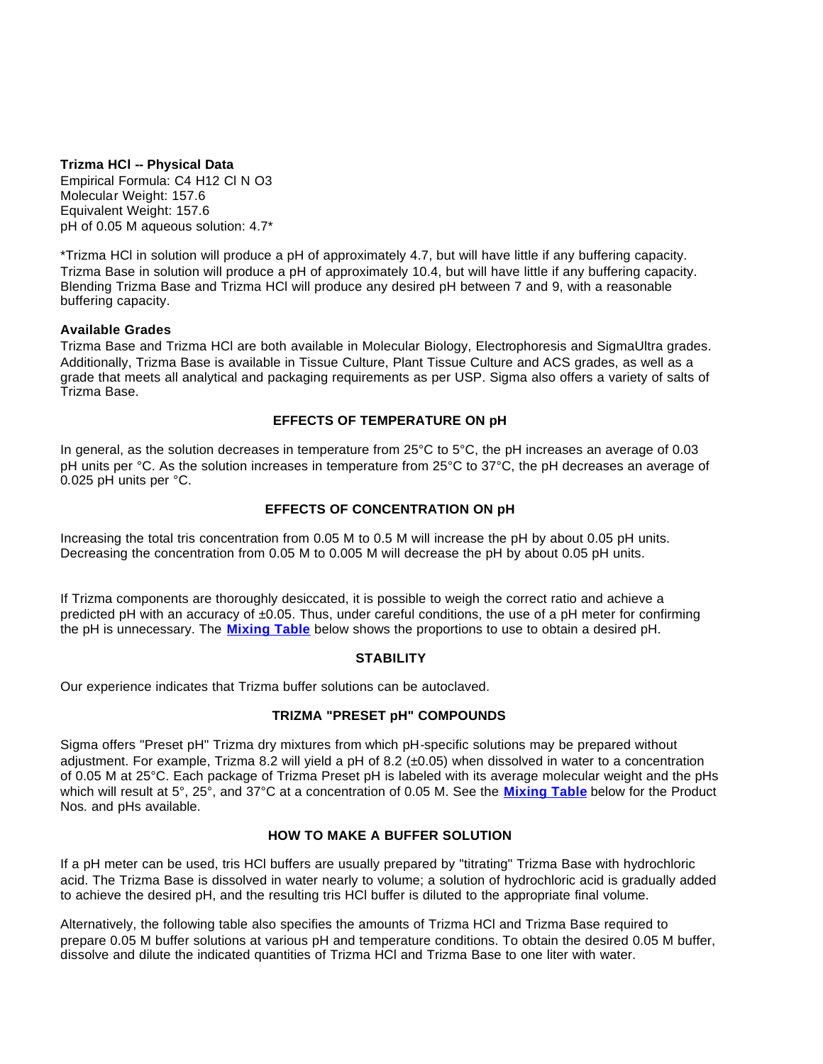**Trizma HCl -- Physical Data**
Empirical Formula: C4 H12 Cl N O3
Molecular Weight: 157.6
Equivalent Weight: 157.6
pH of 0.05 M aqueous solution: 4.7*

*Trizma HCl in solution will produce a pH of approximately 4.7, but will have little if any buffering capacity. Trizma Base in solution will produce a pH of approximately 10.4, but will have little if any buffering capacity. Blending Trizma Base and Trizma HCl will produce any desired pH between 7 and 9, with a reasonable buffering capacity.

**Available Grades**
Trizma Base and Trizma HCl are both available in Molecular Biology, Electrophoresis and SigmaUltra grades. Additionally, Trizma Base is available in Tissue Culture, Plant Tissue Culture and ACS grades, as well as a grade that meets all analytical and packaging requirements as per USP. Sigma also offers a variety of salts of Trizma Base.

## EFFECTS OF TEMPERATURE ON pH

In general, as the solution decreases in temperature from 25°C to 5°C, the pH increases an average of 0.03 pH units per °C. As the solution increases in temperature from 25°C to 37°C, the pH decreases an average of 0.025 pH units per °C.

## EFFECTS OF CONCENTRATION ON pH

Increasing the total tris concentration from 0.05 M to 0.5 M will increase the pH by about 0.05 pH units. Decreasing the concentration from 0.05 M to 0.005 M will decrease the pH by about 0.05 pH units.

If Trizma components are thoroughly desiccated, it is possible to weigh the correct ratio and achieve a predicted pH with an accuracy of ±0.05. Thus, under careful conditions, the use of a pH meter for confirming the pH is unnecessary. The **Mixing Table** below shows the proportions to use to obtain a desired pH.

## STABILITY

Our experience indicates that Trizma buffer solutions can be autoclaved.

## TRIZMA "PRESET pH" COMPOUNDS

Sigma offers "Preset pH" Trizma dry mixtures from which pH-specific solutions may be prepared without adjustment. For example, Trizma 8.2 will yield a pH of 8.2 (±0.05) when dissolved in water to a concentration of 0.05 M at 25°C. Each package of Trizma Preset pH is labeled with its average molecular weight and the pHs which will result at 5°, 25°, and 37°C at a concentration of 0.05 M. See the **Mixing Table** below for the Product Nos. and pHs available.

## HOW TO MAKE A BUFFER SOLUTION

If a pH meter can be used, tris HCl buffers are usually prepared by "titrating" Trizma Base with hydrochloric acid. The Trizma Base is dissolved in water nearly to volume; a solution of hydrochloric acid is gradually added to achieve the desired pH, and the resulting tris HCl buffer is diluted to the appropriate final volume.

Alternatively, the following table also specifies the amounts of Trizma HCl and Trizma Base required to prepare 0.05 M buffer solutions at various pH and temperature conditions. To obtain the desired 0.05 M buffer, dissolve and dilute the indicated quantities of Trizma HCl and Trizma Base to one liter with water.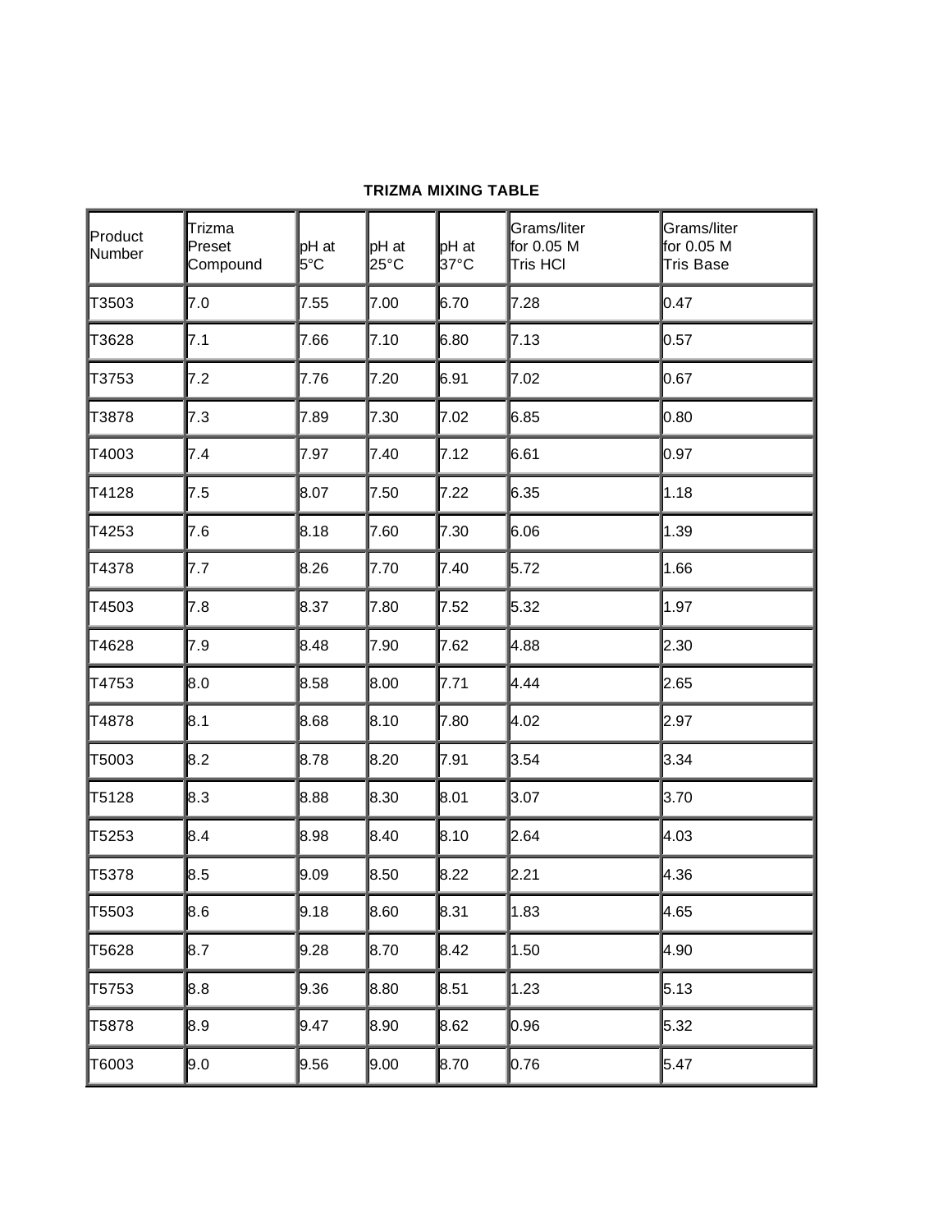**TRIZMA MIXING TABLE**

| Product Number | Trizma Preset Compound | pH at 5°C | pH at 25°C | pH at 37°C | Grams/liter for 0.05 M Tris HCl | Grams/liter for 0.05 M Tris Base |
|---|---|---|---|---|---|---|
| T3503 | 7.0 | 7.55 | 7.00 | 6.70 | 7.28 | 0.47 |
| T3628 | 7.1 | 7.66 | 7.10 | 6.80 | 7.13 | 0.57 |
| T3753 | 7.2 | 7.76 | 7.20 | 6.91 | 7.02 | 0.67 |
| T3878 | 7.3 | 7.89 | 7.30 | 7.02 | 6.85 | 0.80 |
| T4003 | 7.4 | 7.97 | 7.40 | 7.12 | 6.61 | 0.97 |
| T4128 | 7.5 | 8.07 | 7.50 | 7.22 | 6.35 | 1.18 |
| T4253 | 7.6 | 8.18 | 7.60 | 7.30 | 6.06 | 1.39 |
| T4378 | 7.7 | 8.26 | 7.70 | 7.40 | 5.72 | 1.66 |
| T4503 | 7.8 | 8.37 | 7.80 | 7.52 | 5.32 | 1.97 |
| T4628 | 7.9 | 8.48 | 7.90 | 7.62 | 4.88 | 2.30 |
| T4753 | 8.0 | 8.58 | 8.00 | 7.71 | 4.44 | 2.65 |
| T4878 | 8.1 | 8.68 | 8.10 | 7.80 | 4.02 | 2.97 |
| T5003 | 8.2 | 8.78 | 8.20 | 7.91 | 3.54 | 3.34 |
| T5128 | 8.3 | 8.88 | 8.30 | 8.01 | 3.07 | 3.70 |
| T5253 | 8.4 | 8.98 | 8.40 | 8.10 | 2.64 | 4.03 |
| T5378 | 8.5 | 9.09 | 8.50 | 8.22 | 2.21 | 4.36 |
| T5503 | 8.6 | 9.18 | 8.60 | 8.31 | 1.83 | 4.65 |
| T5628 | 8.7 | 9.28 | 8.70 | 8.42 | 1.50 | 4.90 |
| T5753 | 8.8 | 9.36 | 8.80 | 8.51 | 1.23 | 5.13 |
| T5878 | 8.9 | 9.47 | 8.90 | 8.62 | 0.96 | 5.32 |
| T6003 | 9.0 | 9.56 | 9.00 | 8.70 | 0.76 | 5.47 |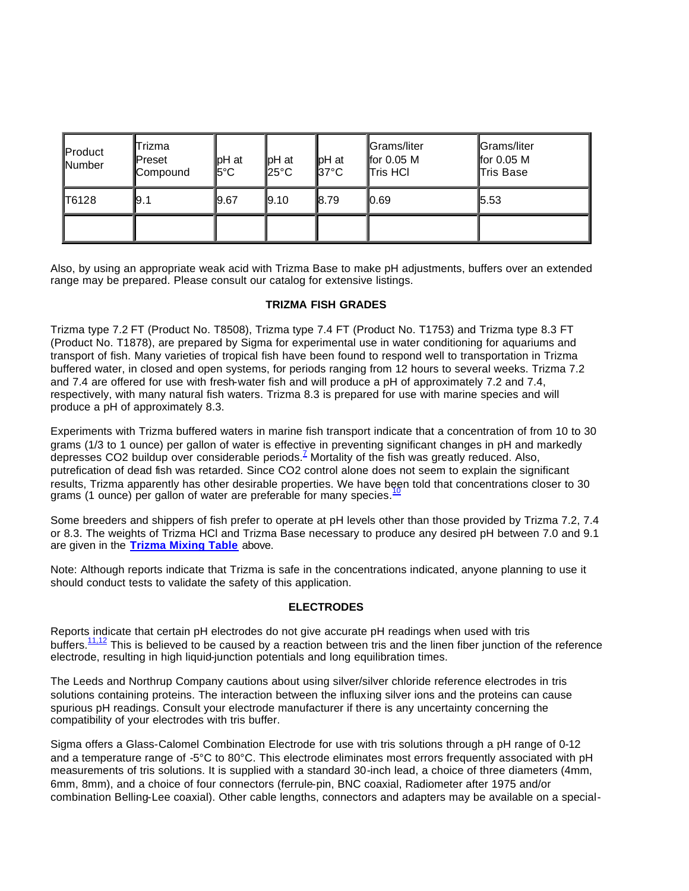| Product Number | Trizma Preset Compound | pH at 5°C | pH at 25°C | pH at 37°C | Grams/liter for 0.05 M Tris HCl | Grams/liter for 0.05 M Tris Base |
|---|---|---|---|---|---|---|
| T6128 | 9.1 | 9.67 | 9.10 | 8.79 | 0.69 | 5.53 |
| | | | | | | |

Also, by using an appropriate weak acid with Trizma Base to make pH adjustments, buffers over an extended range may be prepared. Please consult our catalog for extensive listings.

**TRIZMA FISH GRADES**

Trizma type 7.2 FT (Product No. T8508), Trizma type 7.4 FT (Product No. T1753) and Trizma type 8.3 FT (Product No. T1878), are prepared by Sigma for experimental use in water conditioning for aquariums and transport of fish. Many varieties of tropical fish have been found to respond well to transportation in Trizma buffered water, in closed and open systems, for periods ranging from 12 hours to several weeks. Trizma 7.2 and 7.4 are offered for use with fresh-water fish and will produce a pH of approximately 7.2 and 7.4, respectively, with many natural fish waters. Trizma 8.3 is prepared for use with marine species and will produce a pH of approximately 8.3.

Experiments with Trizma buffered waters in marine fish transport indicate that a concentration of from 10 to 30 grams (1/3 to 1 ounce) per gallon of water is effective in preventing significant changes in pH and markedly depresses $CO_2$ buildup over considerable periods.[7] Mortality of the fish was greatly reduced. Also, putrefication of dead fish was retarded. Since $CO_2$ control alone does not seem to explain the significant results, Trizma apparently has other desirable properties. We have been told that concentrations closer to 30 grams (1 ounce) per gallon of water are preferable for many species.[10]

Some breeders and shippers of fish prefer to operate at pH levels other than those provided by Trizma 7.2, 7.4 or 8.3. The weights of Trizma HCl and Trizma Base necessary to produce any desired pH between 7.0 and 9.1 are given in the **Trizma Mixing Table** above.

Note: Although reports indicate that Trizma is safe in the concentrations indicated, anyone planning to use it should conduct tests to validate the safety of this application.

**ELECTRODES**

Reports indicate that certain pH electrodes do not give accurate pH readings when used with tris buffers.[11,12] This is believed to be caused by a reaction between tris and the linen fiber junction of the reference electrode, resulting in high liquid-junction potentials and long equilibration times.

The Leeds and Northrup Company cautions about using silver/silver chloride reference electrodes in tris solutions containing proteins. The interaction between the influxing silver ions and the proteins can cause spurious pH readings. Consult your electrode manufacturer if there is any uncertainty concerning the compatibility of your electrodes with tris buffer.

Sigma offers a Glass-Calomel Combination Electrode for use with tris solutions through a pH range of 0-12 and a temperature range of -5°C to 80°C. This electrode eliminates most errors frequently associated with pH measurements of tris solutions. It is supplied with a standard 30-inch lead, a choice of three diameters (4mm, 6mm, 8mm), and a choice of four connectors (ferrule-pin, BNC coaxial, Radiometer after 1975 and/or combination Belling-Lee coaxial). Other cable lengths, connectors and adapters may be available on a special-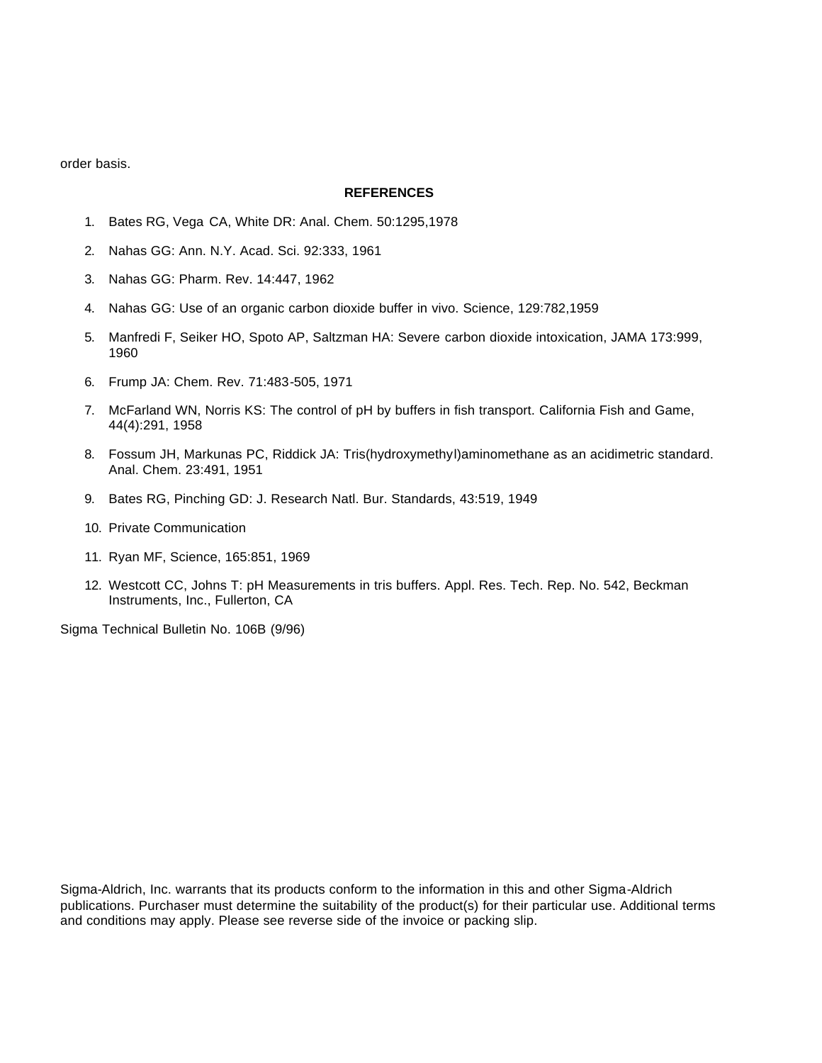order basis.

**REFERENCES**

1. Bates RG, Vega CA, White DR: Anal. Chem. 50:1295,1978
2. Nahas GG: Ann. N.Y. Acad. Sci. 92:333, 1961
3. Nahas GG: Pharm. Rev. 14:447, 1962
4. Nahas GG: Use of an organic carbon dioxide buffer in vivo. Science, 129:782,1959
5. Manfredi F, Seiker HO, Spoto AP, Saltzman HA: Severe carbon dioxide intoxication, JAMA 173:999, 1960
6. Frump JA: Chem. Rev. 71:483-505, 1971
7. McFarland WN, Norris KS: The control of pH by buffers in fish transport. California Fish and Game, 44(4):291, 1958
8. Fossum JH, Markunas PC, Riddick JA: Tris(hydroxymethyl)aminomethane as an acidimetric standard. Anal. Chem. 23:491, 1951
9. Bates RG, Pinching GD: J. Research Natl. Bur. Standards, 43:519, 1949
10. Private Communication
11. Ryan MF, Science, 165:851, 1969
12. Westcott CC, Johns T: pH Measurements in tris buffers. Appl. Res. Tech. Rep. No. 542, Beckman Instruments, Inc., Fullerton, CA

Sigma Technical Bulletin No. 106B (9/96)

Sigma-Aldrich, Inc. warrants that its products conform to the information in this and other Sigma-Aldrich publications. Purchaser must determine the suitability of the product(s) for their particular use. Additional terms and conditions may apply. Please see reverse side of the invoice or packing slip.